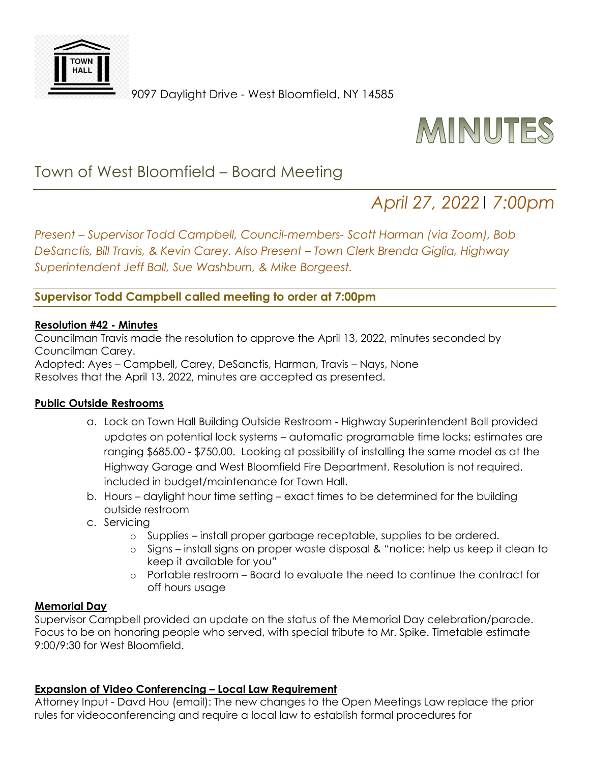9097 Daylight Drive - West Bloomfield, NY 14585

# MINUTES

## Town of West Bloomfield – Board Meeting

### *April 27, 2022 | 7:00pm*

*Present – Supervisor Todd Campbell, Council-members- Scott Harman (via Zoom), Bob DeSanctis, Bill Travis, & Kevin Carey. Also Present – Town Clerk Brenda Giglia, Highway Superintendent Jeff Ball, Sue Washburn, & Mike Borgeest.*

**Supervisor Todd Campbell called meeting to order at 7:00pm**

**Resolution #42 - Minutes**

Councilman Travis made the resolution to approve the April 13, 2022, minutes seconded by Councilman Carey.
Adopted: Ayes – Campbell, Carey, DeSanctis, Harman, Travis – Nays, None
Resolves that the April 13, 2022, minutes are accepted as presented.

**Public Outside Restrooms**

a. Lock on Town Hall Building Outside Restroom - Highway Superintendent Ball provided updates on potential lock systems – automatic programable time locks; estimates are ranging $685.00 - $750.00. Looking at possibility of installing the same model as at the Highway Garage and West Bloomfield Fire Department. Resolution is not required, included in budget/maintenance for Town Hall.
b. Hours – daylight hour time setting – exact times to be determined for the building outside restroom
c. Servicing
   - Supplies – install proper garbage receptable, supplies to be ordered.
   - Signs – install signs on proper waste disposal & "notice: help us keep it clean to keep it available for you"
   - Portable restroom – Board to evaluate the need to continue the contract for off hours usage

**Memorial Day**

Supervisor Campbell provided an update on the status of the Memorial Day celebration/parade. Focus to be on honoring people who served, with special tribute to Mr. Spike. Timetable estimate 9:00/9:30 for West Bloomfield.

**Expansion of Video Conferencing – Local Law Requirement**

Attorney Input - Davd Hou (email): The new changes to the Open Meetings Law replace the prior rules for videoconferencing and require a local law to establish formal procedures for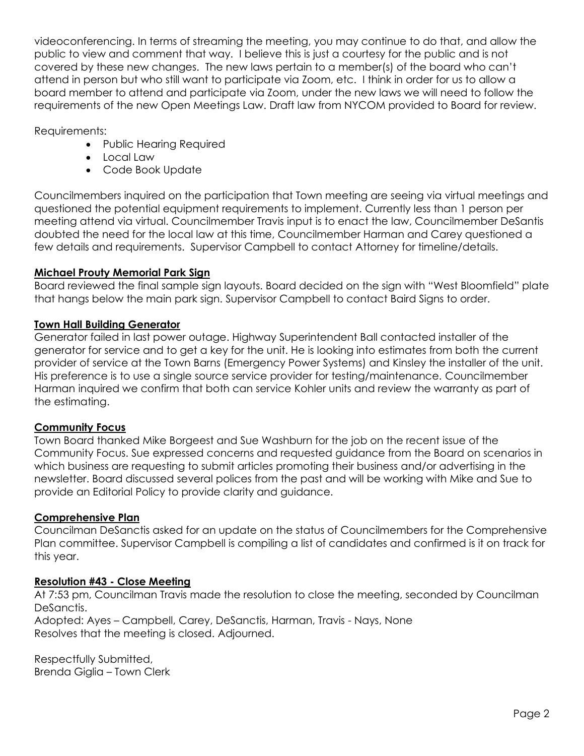videoconferencing. In terms of streaming the meeting, you may continue to do that, and allow the public to view and comment that way. I believe this is just a courtesy for the public and is not covered by these new changes. The new laws pertain to a member(s) of the board who can't attend in person but who still want to participate via Zoom, etc. I think in order for us to allow a board member to attend and participate via Zoom, under the new laws we will need to follow the requirements of the new Open Meetings Law. Draft law from NYCOM provided to Board for review.

Requirements:

- Public Hearing Required
- Local Law
- Code Book Update

Councilmembers inquired on the participation that Town meeting are seeing via virtual meetings and questioned the potential equipment requirements to implement. Currently less than 1 person per meeting attend via virtual. Councilmember Travis input is to enact the law, Councilmember DeSantis doubted the need for the local law at this time, Councilmember Harman and Carey questioned a few details and requirements. Supervisor Campbell to contact Attorney for timeline/details.

**Michael Prouty Memorial Park Sign**

Board reviewed the final sample sign layouts. Board decided on the sign with "West Bloomfield" plate that hangs below the main park sign. Supervisor Campbell to contact Baird Signs to order.

**Town Hall Building Generator**

Generator failed in last power outage. Highway Superintendent Ball contacted installer of the generator for service and to get a key for the unit. He is looking into estimates from both the current provider of service at the Town Barns (Emergency Power Systems) and Kinsley the installer of the unit. His preference is to use a single source service provider for testing/maintenance. Councilmember Harman inquired we confirm that both can service Kohler units and review the warranty as part of the estimating.

**Community Focus**

Town Board thanked Mike Borgeest and Sue Washburn for the job on the recent issue of the Community Focus. Sue expressed concerns and requested guidance from the Board on scenarios in which business are requesting to submit articles promoting their business and/or advertising in the newsletter. Board discussed several polices from the past and will be working with Mike and Sue to provide an Editorial Policy to provide clarity and guidance.

**Comprehensive Plan**

Councilman DeSanctis asked for an update on the status of Councilmembers for the Comprehensive Plan committee. Supervisor Campbell is compiling a list of candidates and confirmed is it on track for this year.

**Resolution #43 - Close Meeting**

At 7:53 pm, Councilman Travis made the resolution to close the meeting, seconded by Councilman DeSanctis.
Adopted: Ayes – Campbell, Carey, DeSanctis, Harman, Travis - Nays, None
Resolves that the meeting is closed. Adjourned.

Respectfully Submitted,
Brenda Giglia – Town Clerk